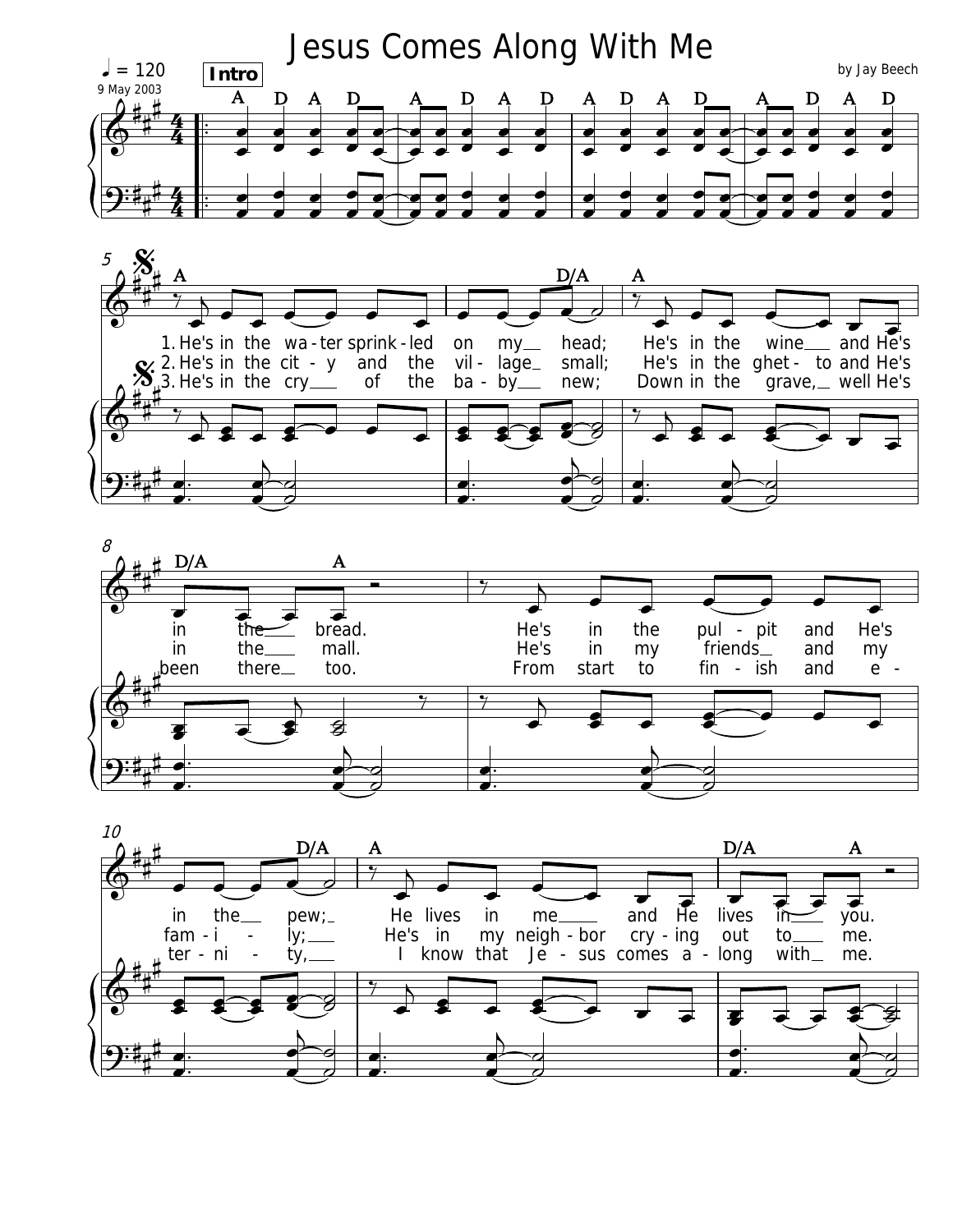# Jesus Comes Along With Me

by Jay Beech

9 May 2003

♩ = 120

**Intro**

A D A D A D A D A D A D A D A D

1. He's in the wa - ter sprink - led on my head; He's in the wine and He's in the bread. He's in the pul - pit and He's in the pew; He lives in me and He lives in you.

2. He's in the cit - y and the vil - lage small; He's in the ghet - to and He's in the mall. He's in my friends and my fam - i - ly; He's in my neigh - bor cry - ing out to me.

3. He's in the cry of the ba - by new; Down in the grave, well He's been there too. From start to fin - ish and e - ter - ni - ty, I know that Je - sus comes a - long with me.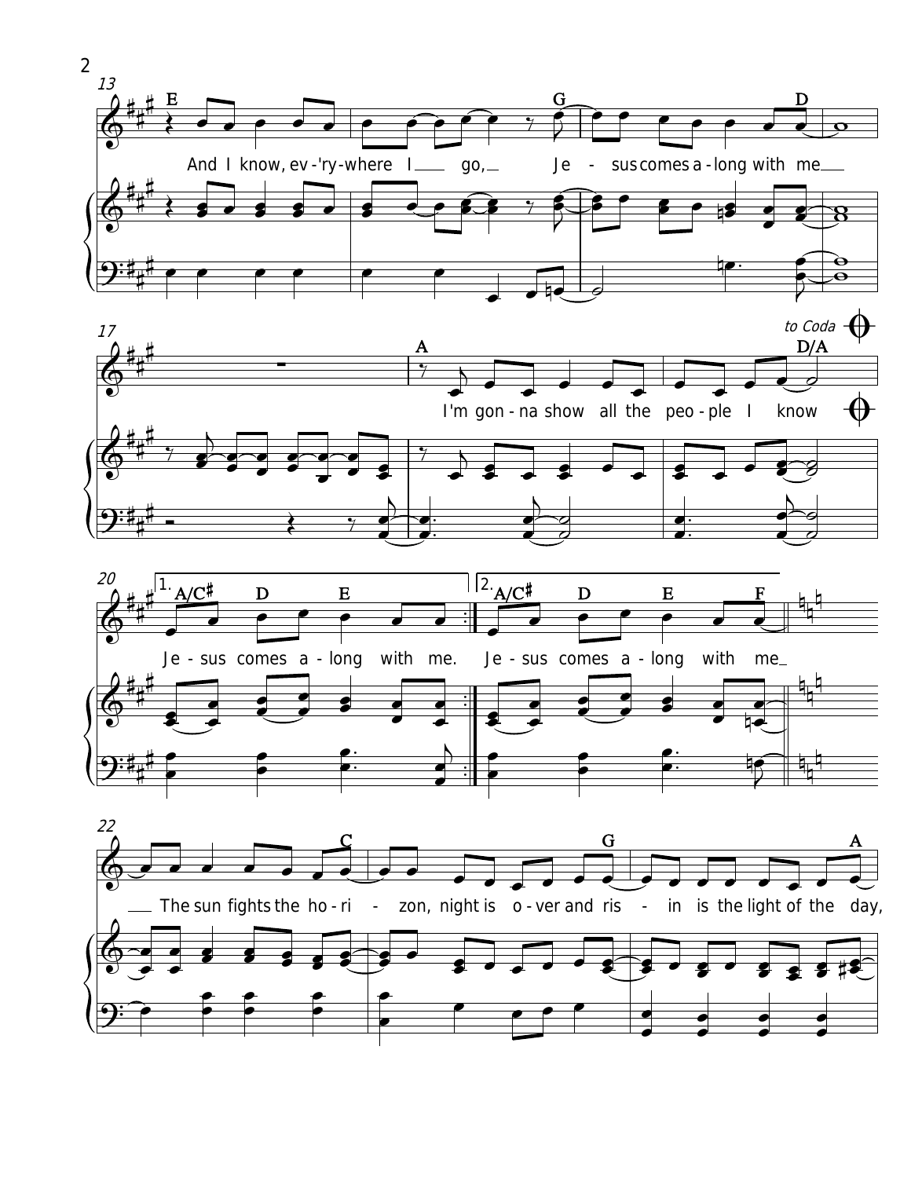And I know, ev-'ry-where I go, Je-sus comes a-long with me

I'm gon-na show all the peo-ple I know

*to Coda*

1. Je-sus comes a-long with me.

2. Je-sus comes a-long with me

The sun fights the ho-ri-zon, night is o-ver and ris-in is the light of the day,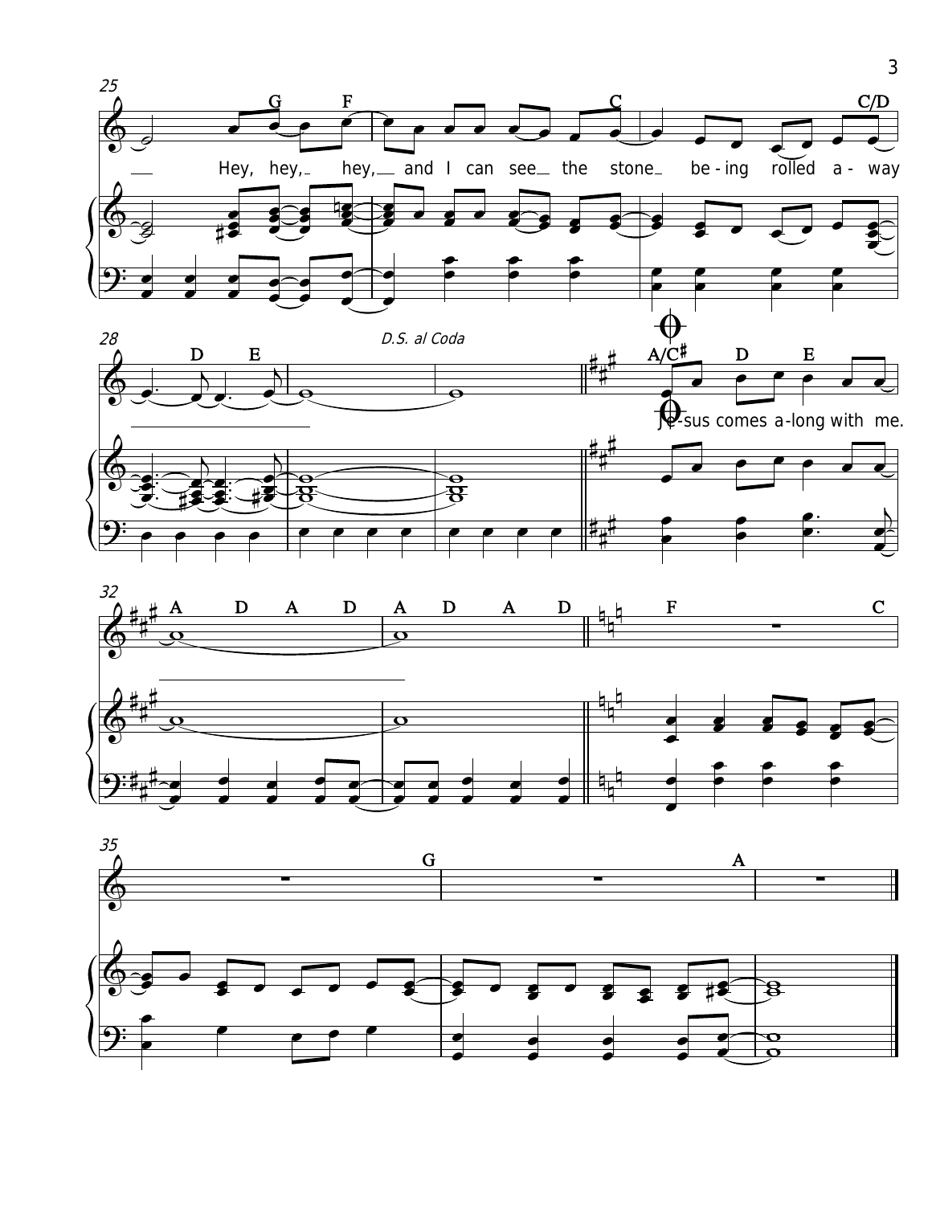25

G F C C/D

Hey, hey, hey, and I can see the stone being rolled a - way

28

D E

*D.S. al Coda*

A/C♯ D E

Je-sus comes a-long with me.

32

A D A D A D A D F C

35

G A